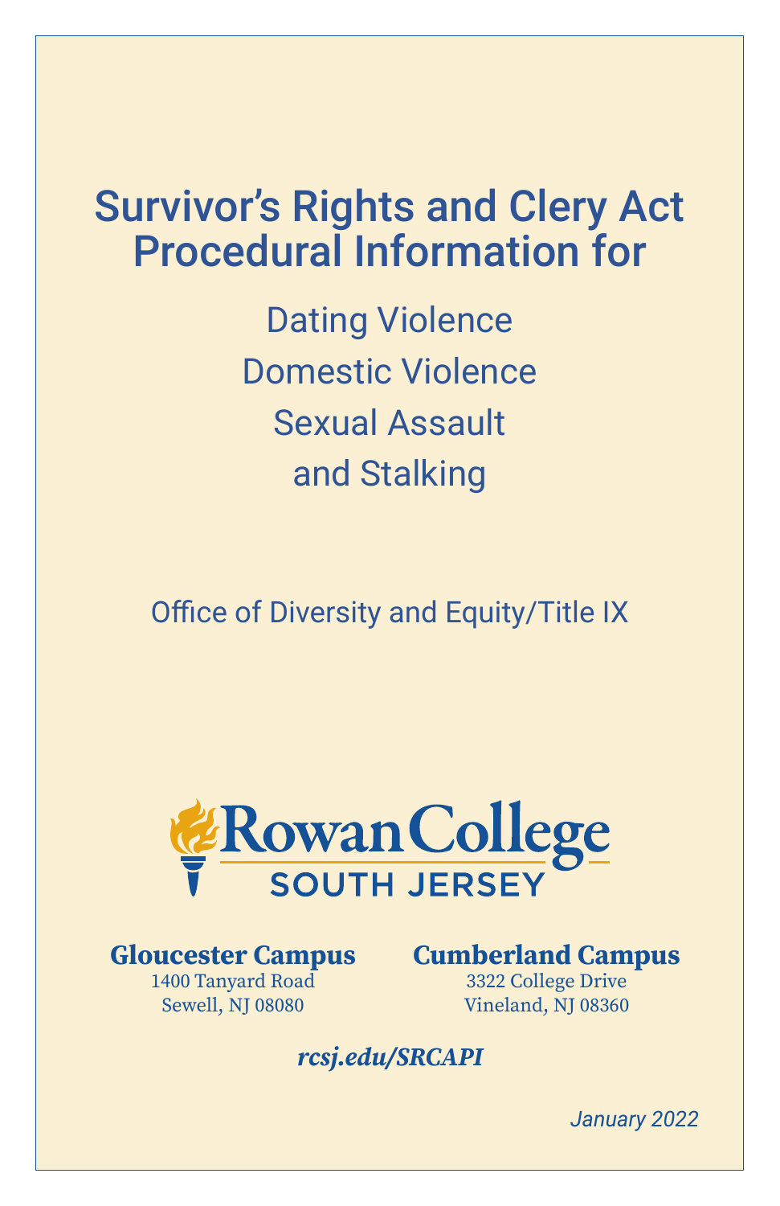# Survivor's Rights and Clery Act Procedural Information for

## Dating Violence
## Domestic Violence
## Sexual Assault
## and Stalking

Office of Diversity and Equity/Title IX

Rowan College SOUTH JERSEY

**Gloucester Campus**
1400 Tanyard Road
Sewell, NJ 08080

**Cumberland Campus**
3322 College Drive
Vineland, NJ 08360

***rcsj.edu/SRCAPI***

*January 2022*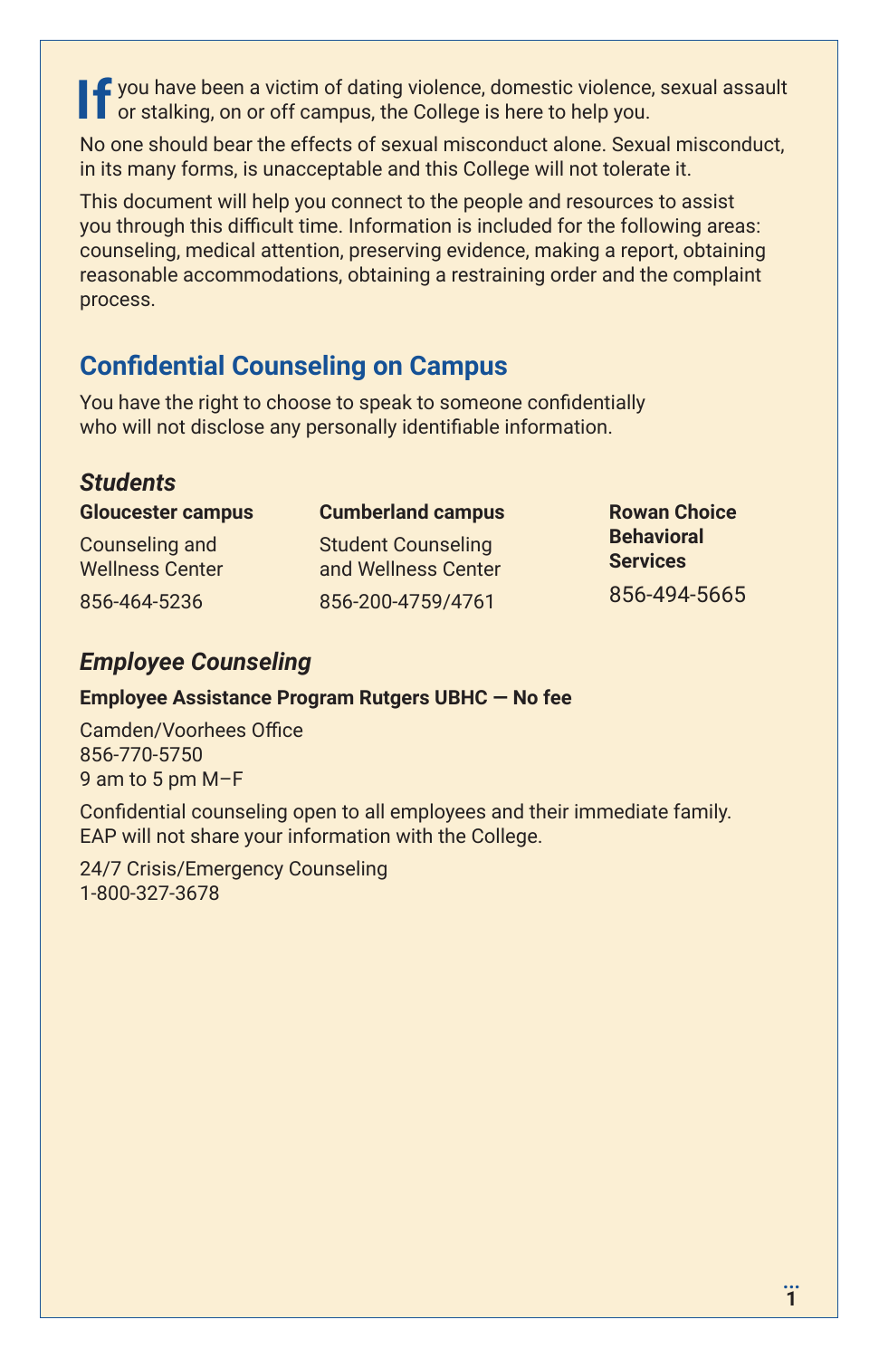If you have been a victim of dating violence, domestic violence, sexual assault or stalking, on or off campus, the College is here to help you.

No one should bear the effects of sexual misconduct alone. Sexual misconduct, in its many forms, is unacceptable and this College will not tolerate it.

This document will help you connect to the people and resources to assist you through this difficult time. Information is included for the following areas: counseling, medical attention, preserving evidence, making a report, obtaining reasonable accommodations, obtaining a restraining order and the complaint process.

## Confidential Counseling on Campus

You have the right to choose to speak to someone confidentially who will not disclose any personally identifiable information.

### *Students*

**Gloucester campus**

Counseling and Wellness Center

856-464-5236

**Cumberland campus**

Student Counseling and Wellness Center

856-200-4759/4761

**Rowan Choice Behavioral Services**

856-494-5665

### *Employee Counseling*

**Employee Assistance Program Rutgers UBHC — No fee**

Camden/Voorhees Office
856-770-5750
9 am to 5 pm M–F

Confidential counseling open to all employees and their immediate family. EAP will not share your information with the College.

24/7 Crisis/Emergency Counseling
1-800-327-3678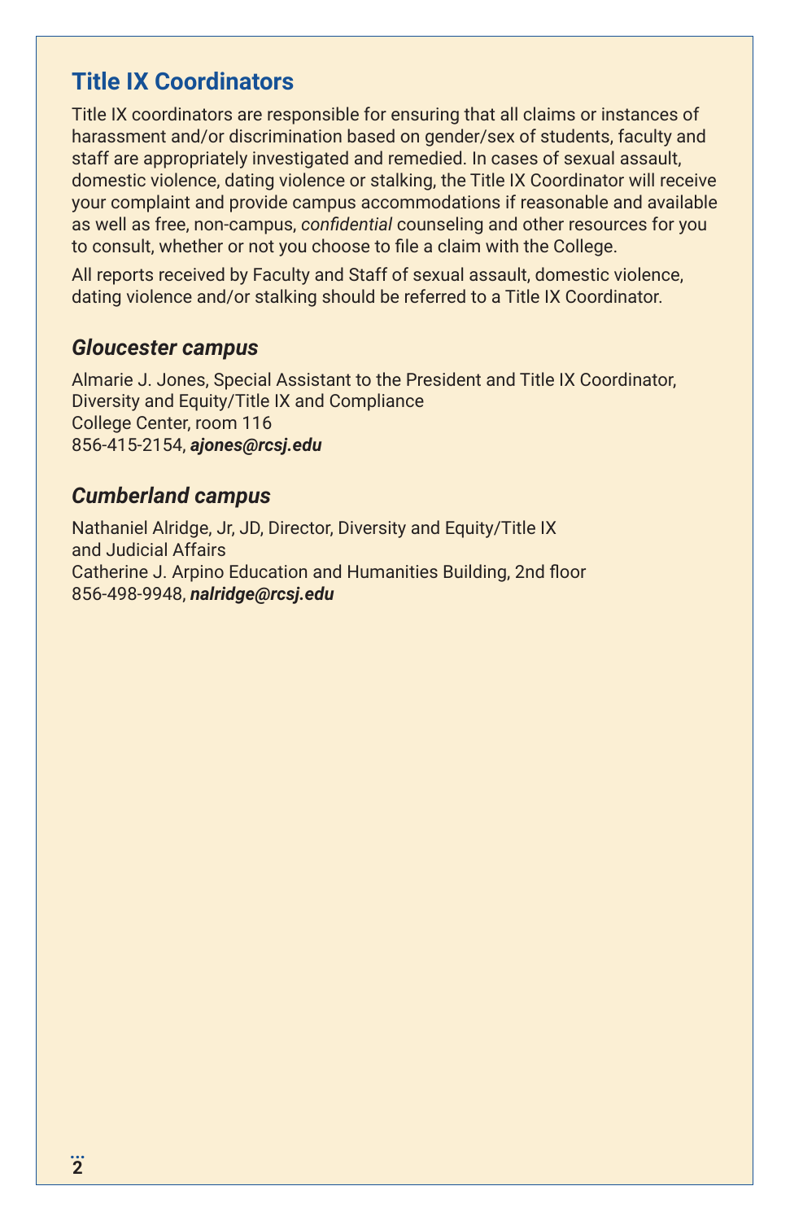## Title IX Coordinators

Title IX coordinators are responsible for ensuring that all claims or instances of harassment and/or discrimination based on gender/sex of students, faculty and staff are appropriately investigated and remedied. In cases of sexual assault, domestic violence, dating violence or stalking, the Title IX Coordinator will receive your complaint and provide campus accommodations if reasonable and available as well as free, non-campus, *confidential* counseling and other resources for you to consult, whether or not you choose to file a claim with the College.

All reports received by Faculty and Staff of sexual assault, domestic violence, dating violence and/or stalking should be referred to a Title IX Coordinator.

### *Gloucester campus*

Almarie J. Jones, Special Assistant to the President and Title IX Coordinator,
Diversity and Equity/Title IX and Compliance
College Center, room 116
856-415-2154, ***ajones@rcsj.edu***

### *Cumberland campus*

Nathaniel Alridge, Jr, JD, Director, Diversity and Equity/Title IX
and Judicial Affairs
Catherine J. Arpino Education and Humanities Building, 2nd floor
856-498-9948, ***nalridge@rcsj.edu***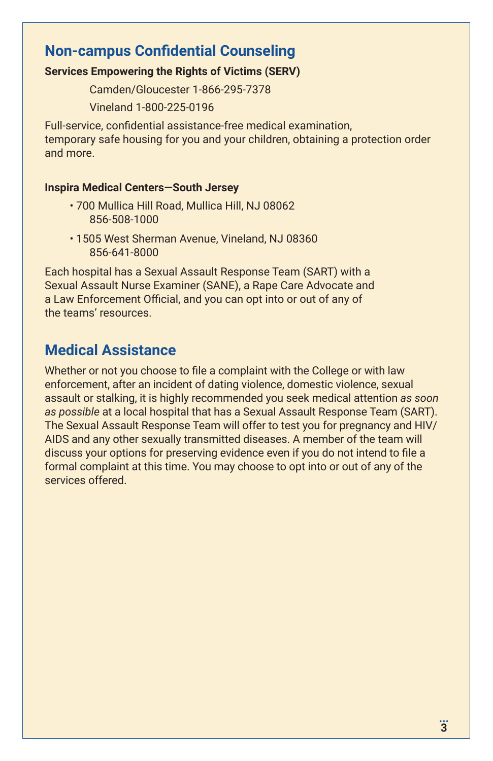## Non-campus Confidential Counseling

**Services Empowering the Rights of Victims (SERV)**

Camden/Gloucester 1-866-295-7378

Vineland 1-800-225-0196

Full-service, confidential assistance-free medical examination, temporary safe housing for you and your children, obtaining a protection order and more.

**Inspira Medical Centers—South Jersey**

- 700 Mullica Hill Road, Mullica Hill, NJ 08062
  856-508-1000
- 1505 West Sherman Avenue, Vineland, NJ 08360
  856-641-8000

Each hospital has a Sexual Assault Response Team (SART) with a Sexual Assault Nurse Examiner (SANE), a Rape Care Advocate and a Law Enforcement Official, and you can opt into or out of any of the teams' resources.

## Medical Assistance

Whether or not you choose to file a complaint with the College or with law enforcement, after an incident of dating violence, domestic violence, sexual assault or stalking, it is highly recommended you seek medical attention *as soon as possible* at a local hospital that has a Sexual Assault Response Team (SART). The Sexual Assault Response Team will offer to test you for pregnancy and HIV/AIDS and any other sexually transmitted diseases. A member of the team will discuss your options for preserving evidence even if you do not intend to file a formal complaint at this time. You may choose to opt into or out of any of the services offered.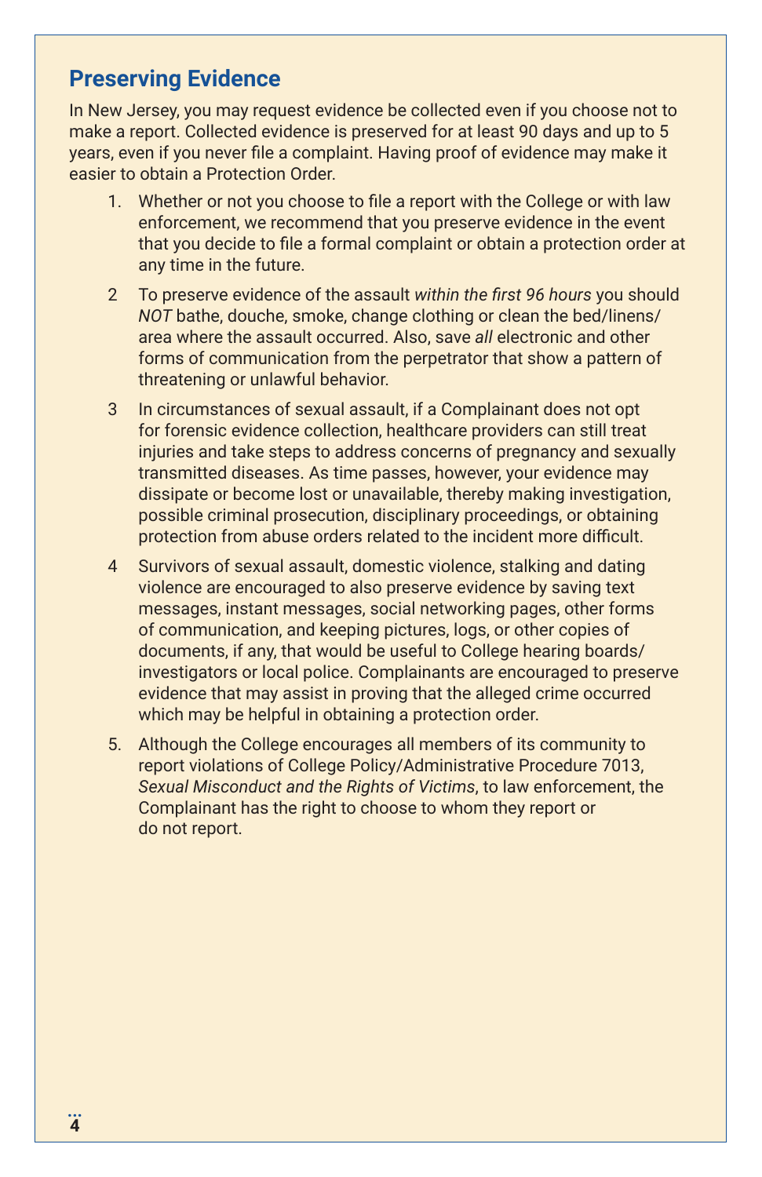## Preserving Evidence

In New Jersey, you may request evidence be collected even if you choose not to make a report. Collected evidence is preserved for at least 90 days and up to 5 years, even if you never file a complaint. Having proof of evidence may make it easier to obtain a Protection Order.

1. Whether or not you choose to file a report with the College or with law enforcement, we recommend that you preserve evidence in the event that you decide to file a formal complaint or obtain a protection order at any time in the future.

2. To preserve evidence of the assault *within the first 96 hours* you should *NOT* bathe, douche, smoke, change clothing or clean the bed/linens/area where the assault occurred. Also, save *all* electronic and other forms of communication from the perpetrator that show a pattern of threatening or unlawful behavior.

3. In circumstances of sexual assault, if a Complainant does not opt for forensic evidence collection, healthcare providers can still treat injuries and take steps to address concerns of pregnancy and sexually transmitted diseases. As time passes, however, your evidence may dissipate or become lost or unavailable, thereby making investigation, possible criminal prosecution, disciplinary proceedings, or obtaining protection from abuse orders related to the incident more difficult.

4. Survivors of sexual assault, domestic violence, stalking and dating violence are encouraged to also preserve evidence by saving text messages, instant messages, social networking pages, other forms of communication, and keeping pictures, logs, or other copies of documents, if any, that would be useful to College hearing boards/investigators or local police. Complainants are encouraged to preserve evidence that may assist in proving that the alleged crime occurred which may be helpful in obtaining a protection order.

5. Although the College encourages all members of its community to report violations of College Policy/Administrative Procedure 7013, *Sexual Misconduct and the Rights of Victims*, to law enforcement, the Complainant has the right to choose to whom they report or do not report.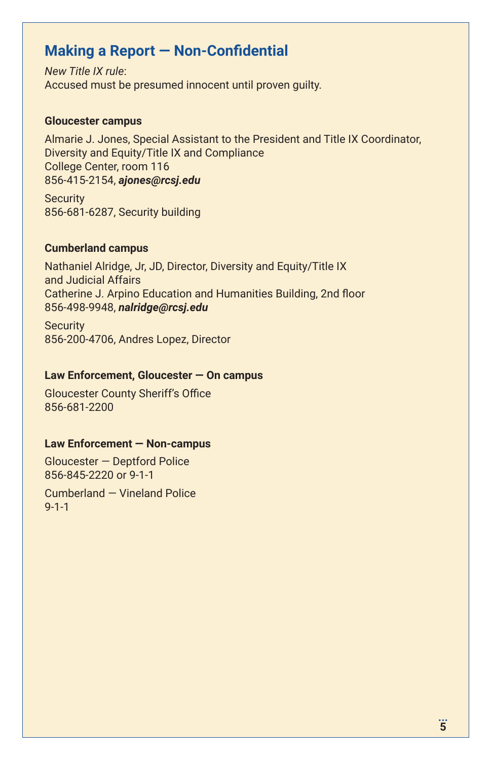## Making a Report — Non-Confidential

*New Title IX rule*:
Accused must be presumed innocent until proven guilty.

**Gloucester campus**

Almarie J. Jones, Special Assistant to the President and Title IX Coordinator,
Diversity and Equity/Title IX and Compliance
College Center, room 116
856-415-2154, ***ajones@rcsj.edu***

Security
856-681-6287, Security building

**Cumberland campus**

Nathaniel Alridge, Jr, JD, Director, Diversity and Equity/Title IX
and Judicial Affairs
Catherine J. Arpino Education and Humanities Building, 2nd floor
856-498-9948, ***nalridge@rcsj.edu***

Security
856-200-4706, Andres Lopez, Director

**Law Enforcement, Gloucester — On campus**

Gloucester County Sheriff's Office
856-681-2200

**Law Enforcement — Non-campus**

Gloucester — Deptford Police
856-845-2220 or 9-1-1

Cumberland — Vineland Police
9-1-1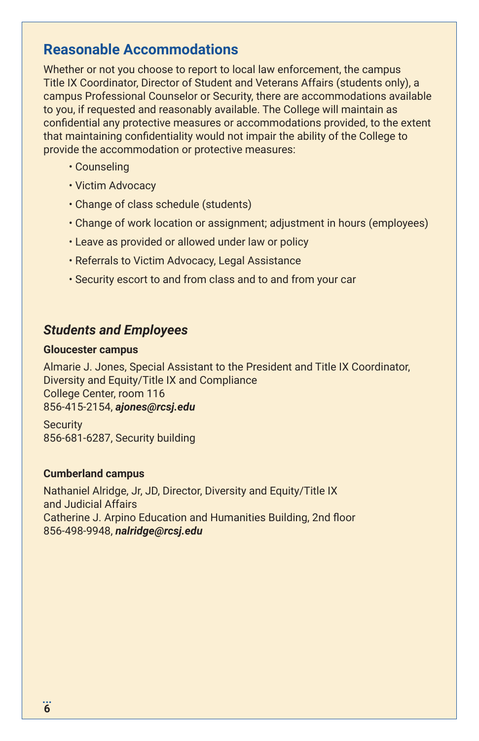## Reasonable Accommodations

Whether or not you choose to report to local law enforcement, the campus Title IX Coordinator, Director of Student and Veterans Affairs (students only), a campus Professional Counselor or Security, there are accommodations available to you, if requested and reasonably available. The College will maintain as confidential any protective measures or accommodations provided, to the extent that maintaining confidentiality would not impair the ability of the College to provide the accommodation or protective measures:

- Counseling
- Victim Advocacy
- Change of class schedule (students)
- Change of work location or assignment; adjustment in hours (employees)
- Leave as provided or allowed under law or policy
- Referrals to Victim Advocacy, Legal Assistance
- Security escort to and from class and to and from your car

### *Students and Employees*

**Gloucester campus**

Almarie J. Jones, Special Assistant to the President and Title IX Coordinator, Diversity and Equity/Title IX and Compliance
College Center, room 116
856-415-2154, ***ajones@rcsj.edu***

Security
856-681-6287, Security building

**Cumberland campus**

Nathaniel Alridge, Jr, JD, Director, Diversity and Equity/Title IX and Judicial Affairs
Catherine J. Arpino Education and Humanities Building, 2nd floor
856-498-9948, ***nalridge@rcsj.edu***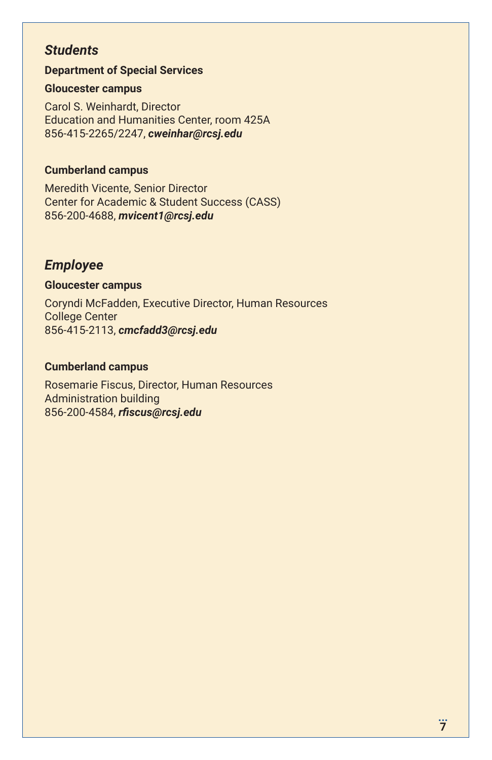## *Students*

**Department of Special Services**

**Gloucester campus**

Carol S. Weinhardt, Director
Education and Humanities Center, room 425A
856-415-2265/2247, ***cweinhar@rcsj.edu***

**Cumberland campus**

Meredith Vicente, Senior Director
Center for Academic & Student Success (CASS)
856-200-4688, ***mvicent1@rcsj.edu***

## *Employee*

**Gloucester campus**

Coryndi McFadden, Executive Director, Human Resources
College Center
856-415-2113, ***cmcfadd3@rcsj.edu***

**Cumberland campus**

Rosemarie Fiscus, Director, Human Resources
Administration building
856-200-4584, ***rfiscus@rcsj.edu***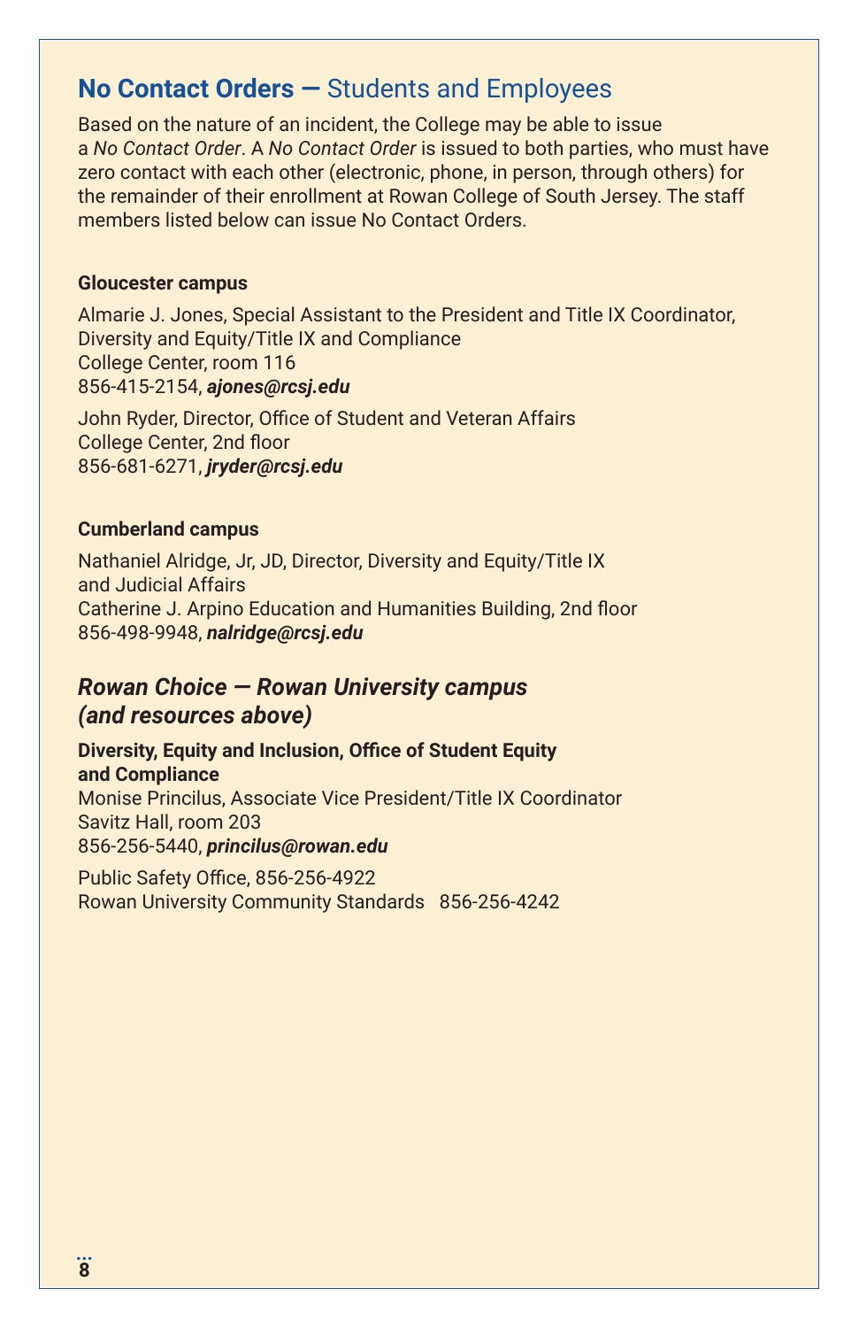## **No Contact Orders —** Students and Employees

Based on the nature of an incident, the College may be able to issue a *No Contact Order*. A *No Contact Order* is issued to both parties, who must have zero contact with each other (electronic, phone, in person, through others) for the remainder of their enrollment at Rowan College of South Jersey. The staff members listed below can issue No Contact Orders.

**Gloucester campus**

Almarie J. Jones, Special Assistant to the President and Title IX Coordinator, Diversity and Equity/Title IX and Compliance
College Center, room 116
856-415-2154, ***ajones@rcsj.edu***

John Ryder, Director, Office of Student and Veteran Affairs
College Center, 2nd floor
856-681-6271, ***jryder@rcsj.edu***

**Cumberland campus**

Nathaniel Alridge, Jr, JD, Director, Diversity and Equity/Title IX and Judicial Affairs
Catherine J. Arpino Education and Humanities Building, 2nd floor
856-498-9948, ***nalridge@rcsj.edu***

### ***Rowan Choice — Rowan University campus (and resources above)***

**Diversity, Equity and Inclusion, Office of Student Equity and Compliance**
Monise Princilus, Associate Vice President/Title IX Coordinator
Savitz Hall, room 203
856-256-5440, ***princilus@rowan.edu***

Public Safety Office, 856-256-4922
Rowan University Community Standards 856-256-4242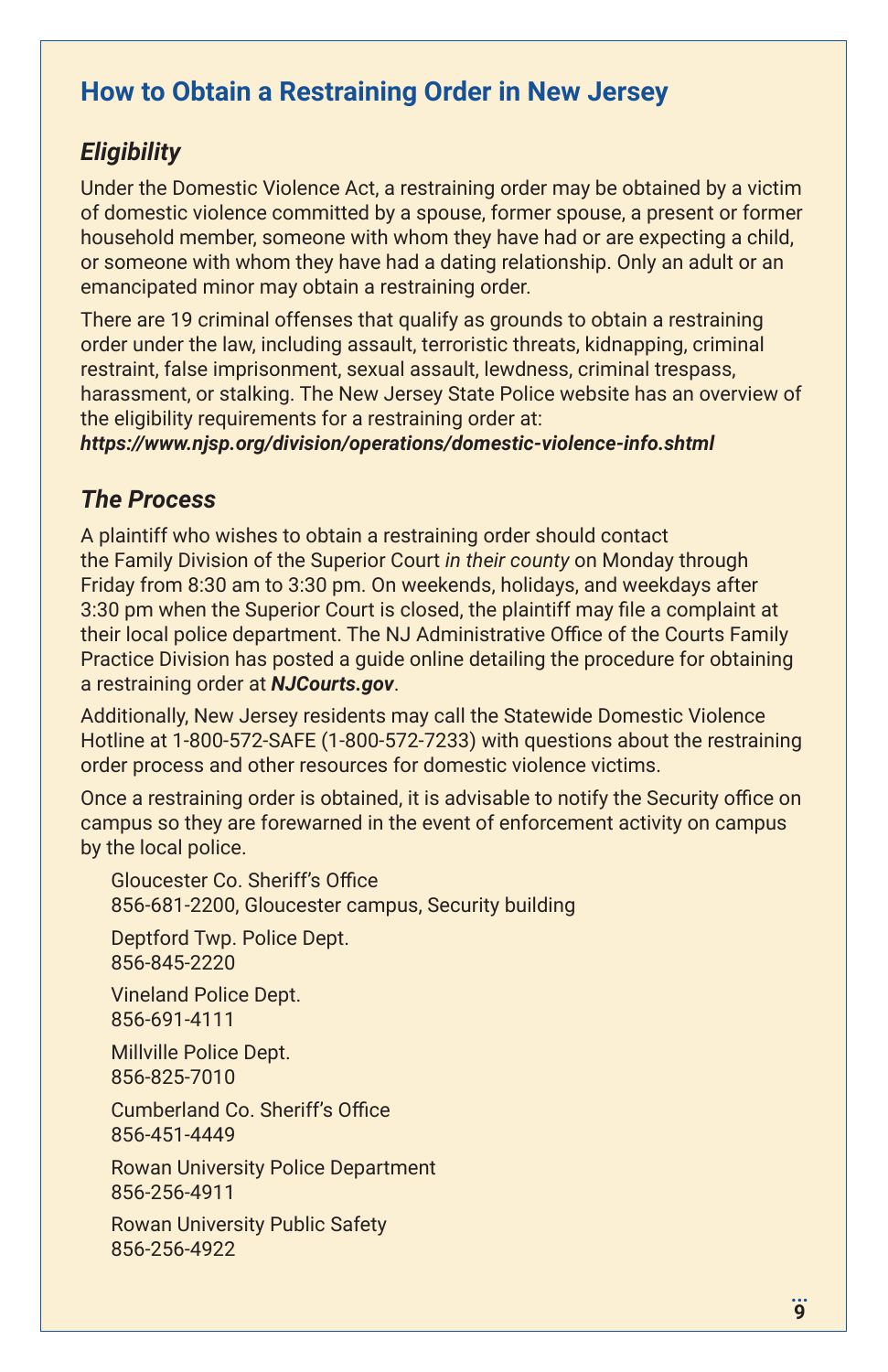## How to Obtain a Restraining Order in New Jersey

### *Eligibility*

Under the Domestic Violence Act, a restraining order may be obtained by a victim of domestic violence committed by a spouse, former spouse, a present or former household member, someone with whom they have had or are expecting a child, or someone with whom they have had a dating relationship. Only an adult or an emancipated minor may obtain a restraining order.

There are 19 criminal offenses that qualify as grounds to obtain a restraining order under the law, including assault, terroristic threats, kidnapping, criminal restraint, false imprisonment, sexual assault, lewdness, criminal trespass, harassment, or stalking. The New Jersey State Police website has an overview of the eligibility requirements for a restraining order at:
***https://www.njsp.org/division/operations/domestic-violence-info.shtml***

### *The Process*

A plaintiff who wishes to obtain a restraining order should contact the Family Division of the Superior Court *in their county* on Monday through Friday from 8:30 am to 3:30 pm. On weekends, holidays, and weekdays after 3:30 pm when the Superior Court is closed, the plaintiff may file a complaint at their local police department. The NJ Administrative Office of the Courts Family Practice Division has posted a guide online detailing the procedure for obtaining a restraining order at ***NJCourts.gov***.

Additionally, New Jersey residents may call the Statewide Domestic Violence Hotline at 1-800-572-SAFE (1-800-572-7233) with questions about the restraining order process and other resources for domestic violence victims.

Once a restraining order is obtained, it is advisable to notify the Security office on campus so they are forewarned in the event of enforcement activity on campus by the local police.

Gloucester Co. Sheriff's Office
856-681-2200, Gloucester campus, Security building

Deptford Twp. Police Dept.
856-845-2220

Vineland Police Dept.
856-691-4111

Millville Police Dept.
856-825-7010

Cumberland Co. Sheriff's Office
856-451-4449

Rowan University Police Department
856-256-4911

Rowan University Public Safety
856-256-4922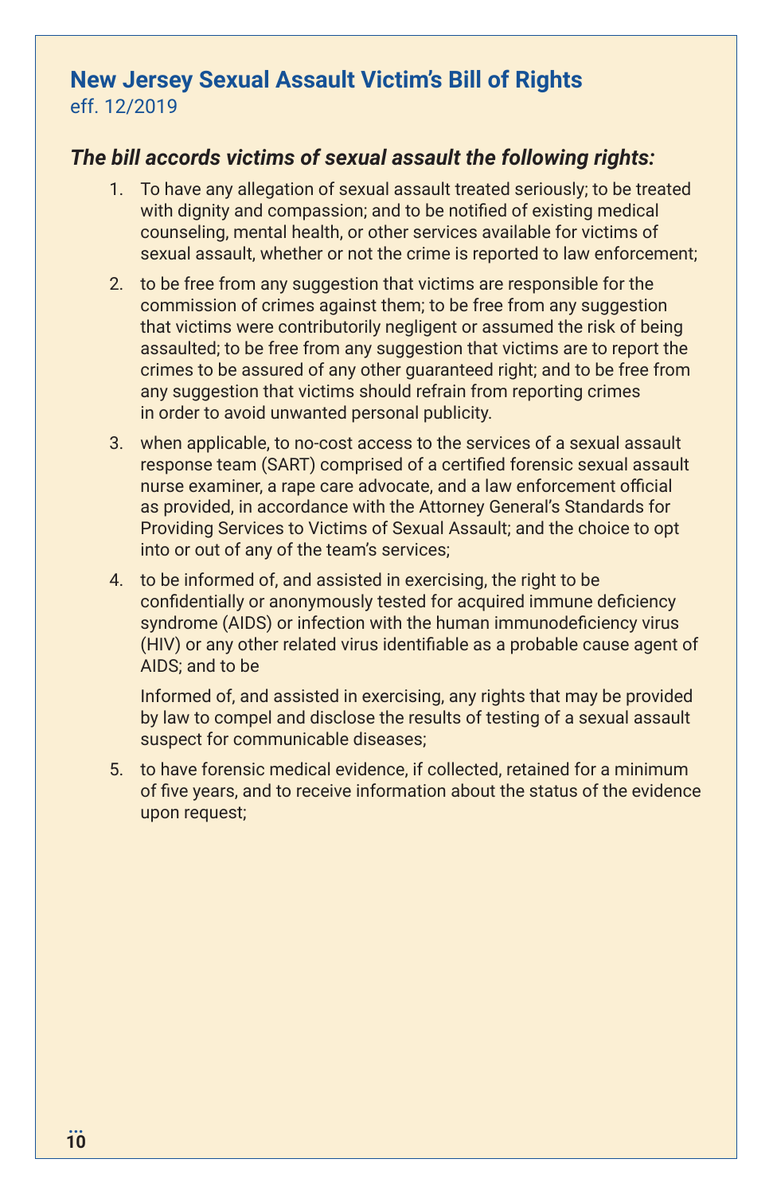## New Jersey Sexual Assault Victim's Bill of Rights

eff. 12/2019

***The bill accords victims of sexual assault the following rights:***

1. To have any allegation of sexual assault treated seriously; to be treated with dignity and compassion; and to be notified of existing medical counseling, mental health, or other services available for victims of sexual assault, whether or not the crime is reported to law enforcement;

2. to be free from any suggestion that victims are responsible for the commission of crimes against them; to be free from any suggestion that victims were contributorily negligent or assumed the risk of being assaulted; to be free from any suggestion that victims are to report the crimes to be assured of any other guaranteed right; and to be free from any suggestion that victims should refrain from reporting crimes in order to avoid unwanted personal publicity.

3. when applicable, to no-cost access to the services of a sexual assault response team (SART) comprised of a certified forensic sexual assault nurse examiner, a rape care advocate, and a law enforcement official as provided, in accordance with the Attorney General's Standards for Providing Services to Victims of Sexual Assault; and the choice to opt into or out of any of the team's services;

4. to be informed of, and assisted in exercising, the right to be confidentially or anonymously tested for acquired immune deficiency syndrome (AIDS) or infection with the human immunodeficiency virus (HIV) or any other related virus identifiable as a probable cause agent of AIDS; and to be

   Informed of, and assisted in exercising, any rights that may be provided by law to compel and disclose the results of testing of a sexual assault suspect for communicable diseases;

5. to have forensic medical evidence, if collected, retained for a minimum of five years, and to receive information about the status of the evidence upon request;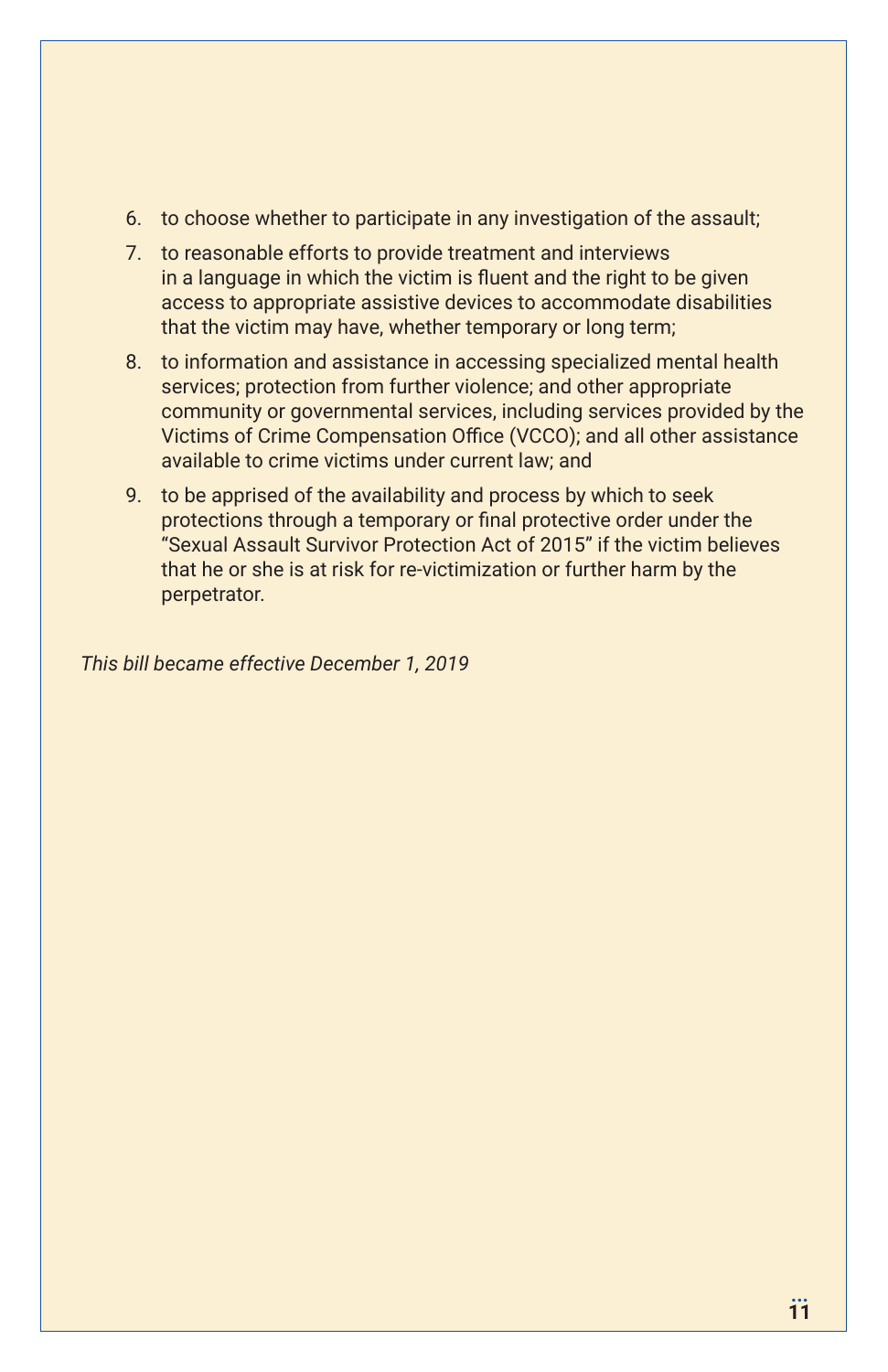6. to choose whether to participate in any investigation of the assault;
7. to reasonable efforts to provide treatment and interviews in a language in which the victim is fluent and the right to be given access to appropriate assistive devices to accommodate disabilities that the victim may have, whether temporary or long term;
8. to information and assistance in accessing specialized mental health services; protection from further violence; and other appropriate community or governmental services, including services provided by the Victims of Crime Compensation Office (VCCO); and all other assistance available to crime victims under current law; and
9. to be apprised of the availability and process by which to seek protections through a temporary or final protective order under the "Sexual Assault Survivor Protection Act of 2015" if the victim believes that he or she is at risk for re-victimization or further harm by the perpetrator.

*This bill became effective December 1, 2019*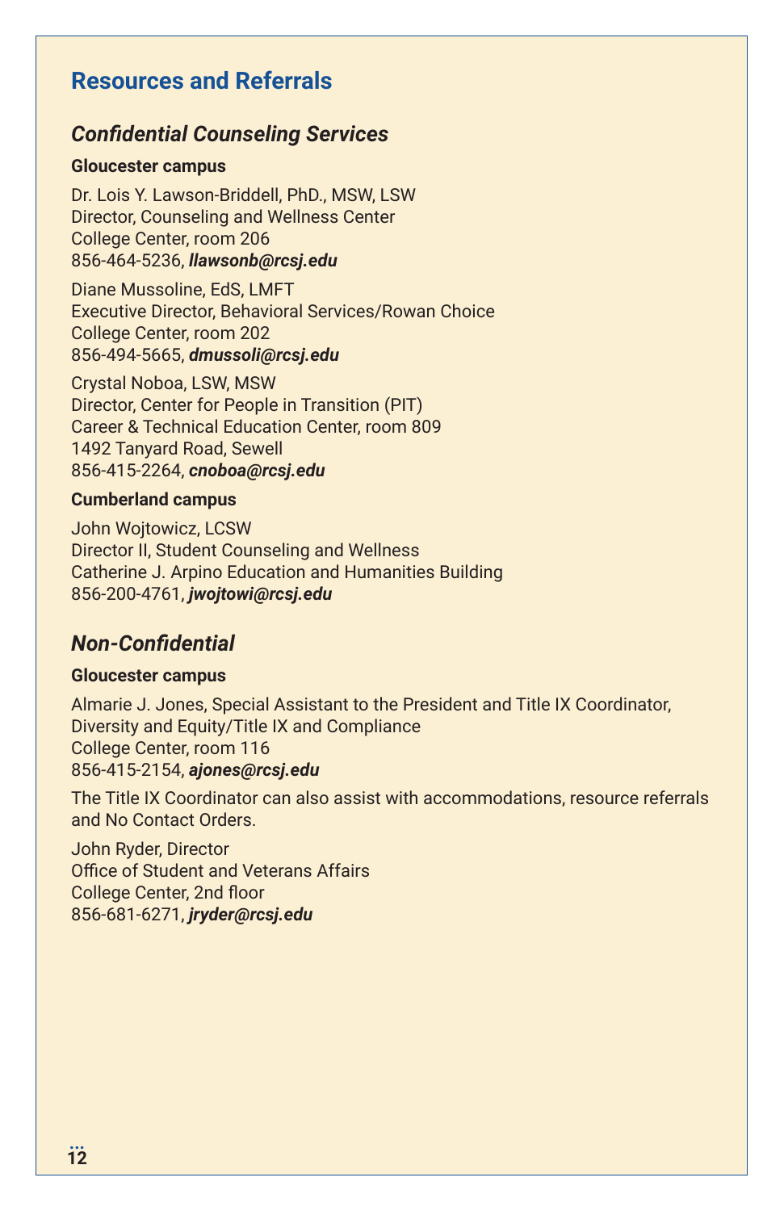## Resources and Referrals

### *Confidential Counseling Services*

**Gloucester campus**

Dr. Lois Y. Lawson-Briddell, PhD., MSW, LSW
Director, Counseling and Wellness Center
College Center, room 206
856-464-5236, ***llawsonb@rcsj.edu***

Diane Mussoline, EdS, LMFT
Executive Director, Behavioral Services/Rowan Choice
College Center, room 202
856-494-5665, ***dmussoli@rcsj.edu***

Crystal Noboa, LSW, MSW
Director, Center for People in Transition (PIT)
Career & Technical Education Center, room 809
1492 Tanyard Road, Sewell
856-415-2264, ***cnoboa@rcsj.edu***

**Cumberland campus**

John Wojtowicz, LCSW
Director II, Student Counseling and Wellness
Catherine J. Arpino Education and Humanities Building
856-200-4761, ***jwojtowi@rcsj.edu***

### *Non-Confidential*

**Gloucester campus**

Almarie J. Jones, Special Assistant to the President and Title IX Coordinator, Diversity and Equity/Title IX and Compliance
College Center, room 116
856-415-2154, ***ajones@rcsj.edu***

The Title IX Coordinator can also assist with accommodations, resource referrals and No Contact Orders.

John Ryder, Director
Office of Student and Veterans Affairs
College Center, 2nd floor
856-681-6271, ***jryder@rcsj.edu***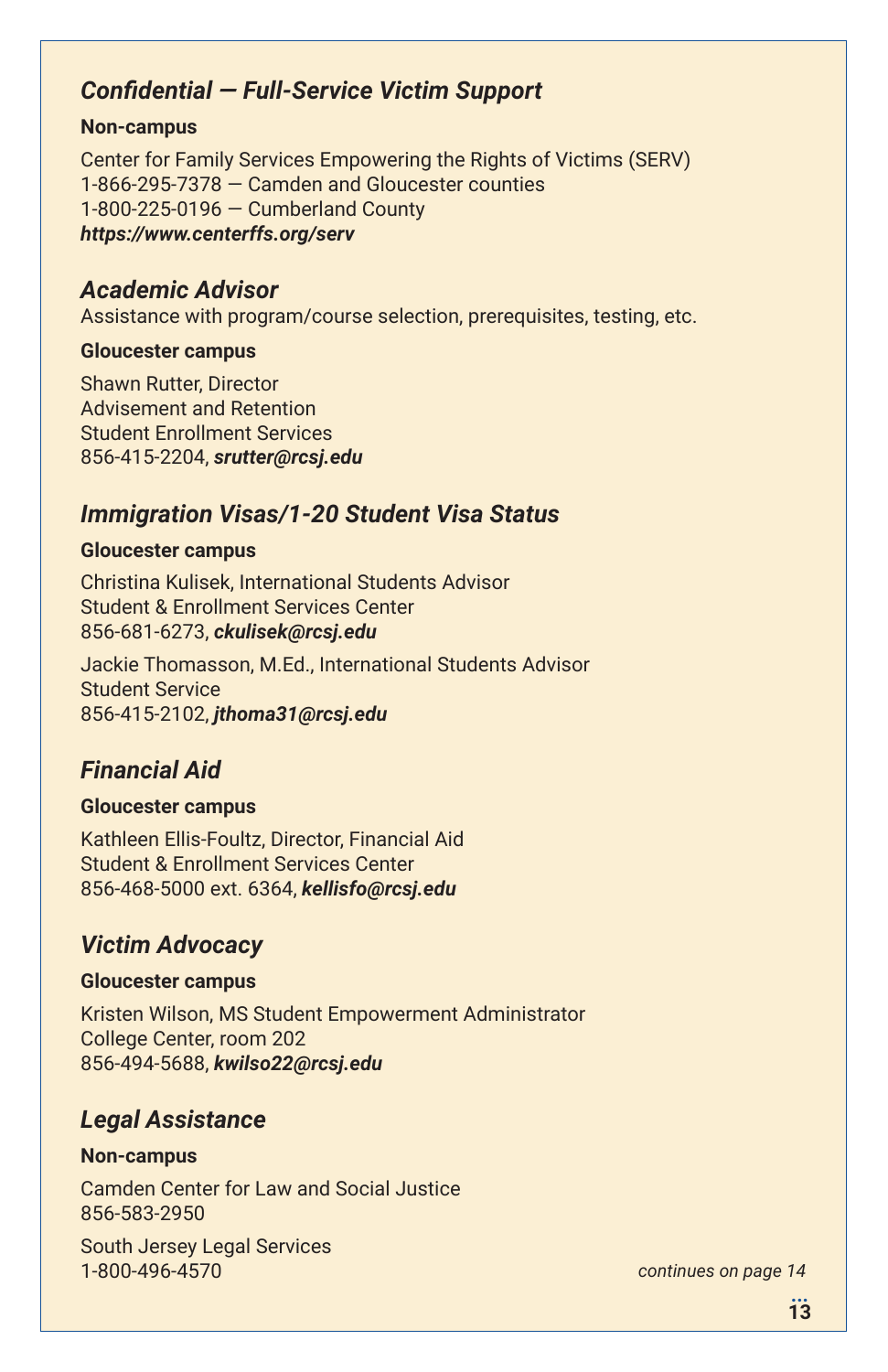## *Confidential — Full-Service Victim Support*

**Non-campus**

Center for Family Services Empowering the Rights of Victims (SERV)
1-866-295-7378 — Camden and Gloucester counties
1-800-225-0196 — Cumberland County
***https://www.centerffs.org/serv***

## *Academic Advisor*

Assistance with program/course selection, prerequisites, testing, etc.

**Gloucester campus**

Shawn Rutter, Director
Advisement and Retention
Student Enrollment Services
856-415-2204, ***srutter@rcsj.edu***

## *Immigration Visas/1-20 Student Visa Status*

**Gloucester campus**

Christina Kulisek, International Students Advisor
Student & Enrollment Services Center
856-681-6273, ***ckulisek@rcsj.edu***

Jackie Thomasson, M.Ed., International Students Advisor
Student Service
856-415-2102, ***jthoma31@rcsj.edu***

## *Financial Aid*

**Gloucester campus**

Kathleen Ellis-Foultz, Director, Financial Aid
Student & Enrollment Services Center
856-468-5000 ext. 6364, ***kellisfo@rcsj.edu***

## *Victim Advocacy*

**Gloucester campus**

Kristen Wilson, MS Student Empowerment Administrator
College Center, room 202
856-494-5688, ***kwilso22@rcsj.edu***

## *Legal Assistance*

**Non-campus**

Camden Center for Law and Social Justice
856-583-2950

South Jersey Legal Services
1-800-496-4570

*continues on page 14*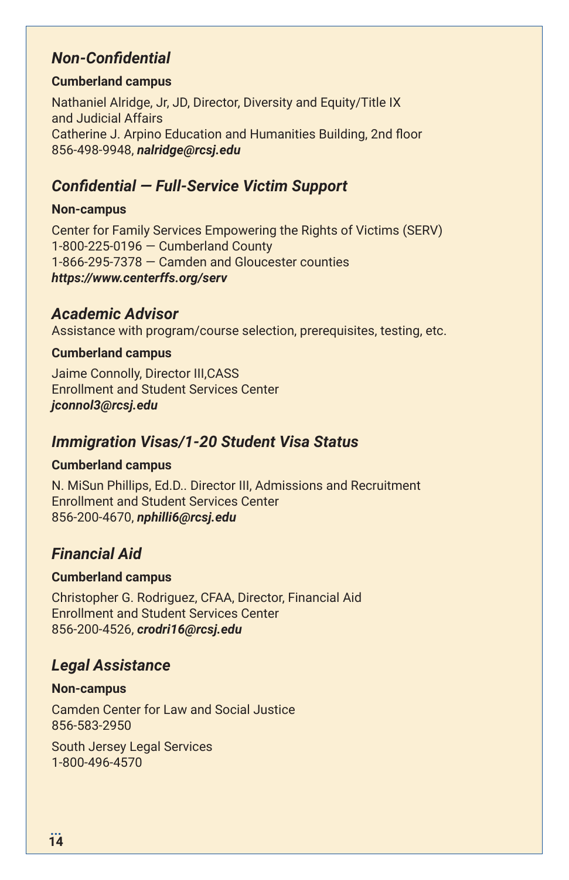### *Non-Confidential*

**Cumberland campus**

Nathaniel Alridge, Jr, JD, Director, Diversity and Equity/Title IX and Judicial Affairs
Catherine J. Arpino Education and Humanities Building, 2nd floor
856-498-9948, ***nalridge@rcsj.edu***

### *Confidential — Full-Service Victim Support*

**Non-campus**

Center for Family Services Empowering the Rights of Victims (SERV)
1-800-225-0196 — Cumberland County
1-866-295-7378 — Camden and Gloucester counties
***https://www.centerffs.org/serv***

### *Academic Advisor*

Assistance with program/course selection, prerequisites, testing, etc.

**Cumberland campus**

Jaime Connolly, Director III,CASS
Enrollment and Student Services Center
***jconnol3@rcsj.edu***

### *Immigration Visas/1-20 Student Visa Status*

**Cumberland campus**

N. MiSun Phillips, Ed.D.. Director III, Admissions and Recruitment
Enrollment and Student Services Center
856-200-4670, ***nphilli6@rcsj.edu***

### *Financial Aid*

**Cumberland campus**

Christopher G. Rodriguez, CFAA, Director, Financial Aid
Enrollment and Student Services Center
856-200-4526, ***crodri16@rcsj.edu***

### *Legal Assistance*

**Non-campus**

Camden Center for Law and Social Justice
856-583-2950

South Jersey Legal Services
1-800-496-4570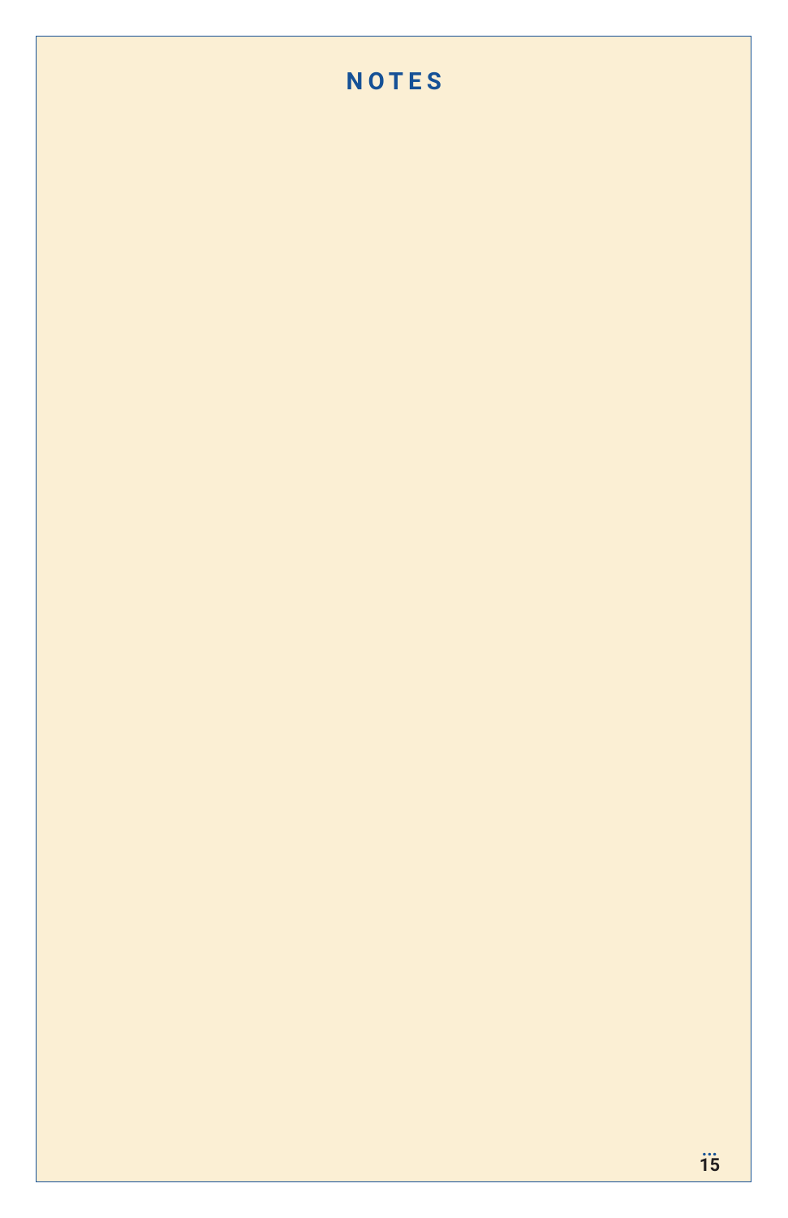# NOTES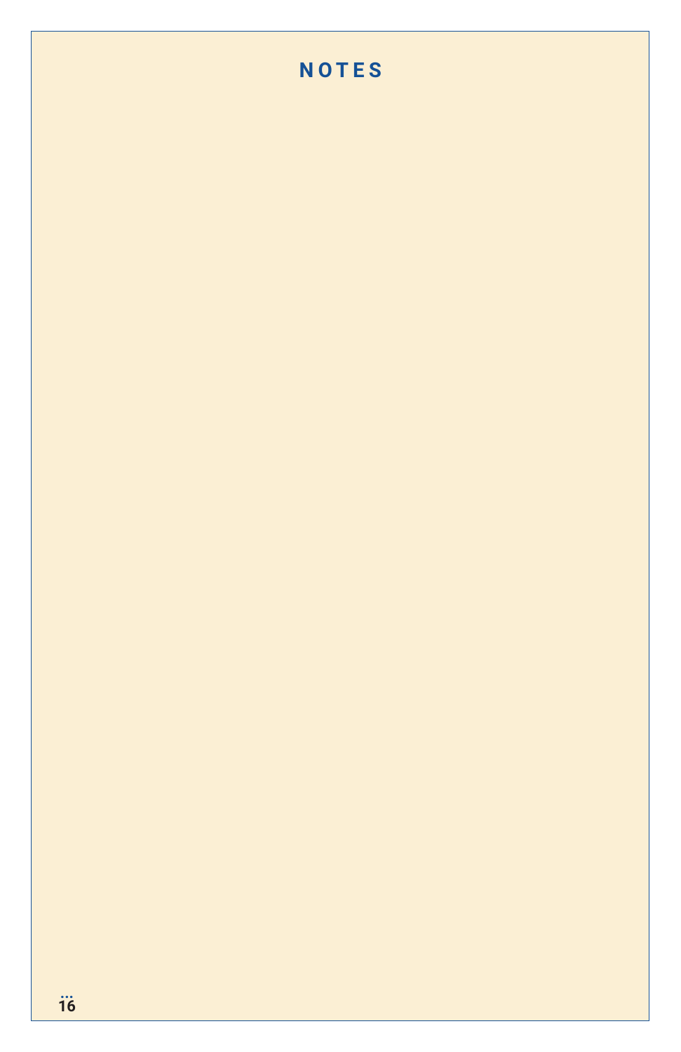# NOTES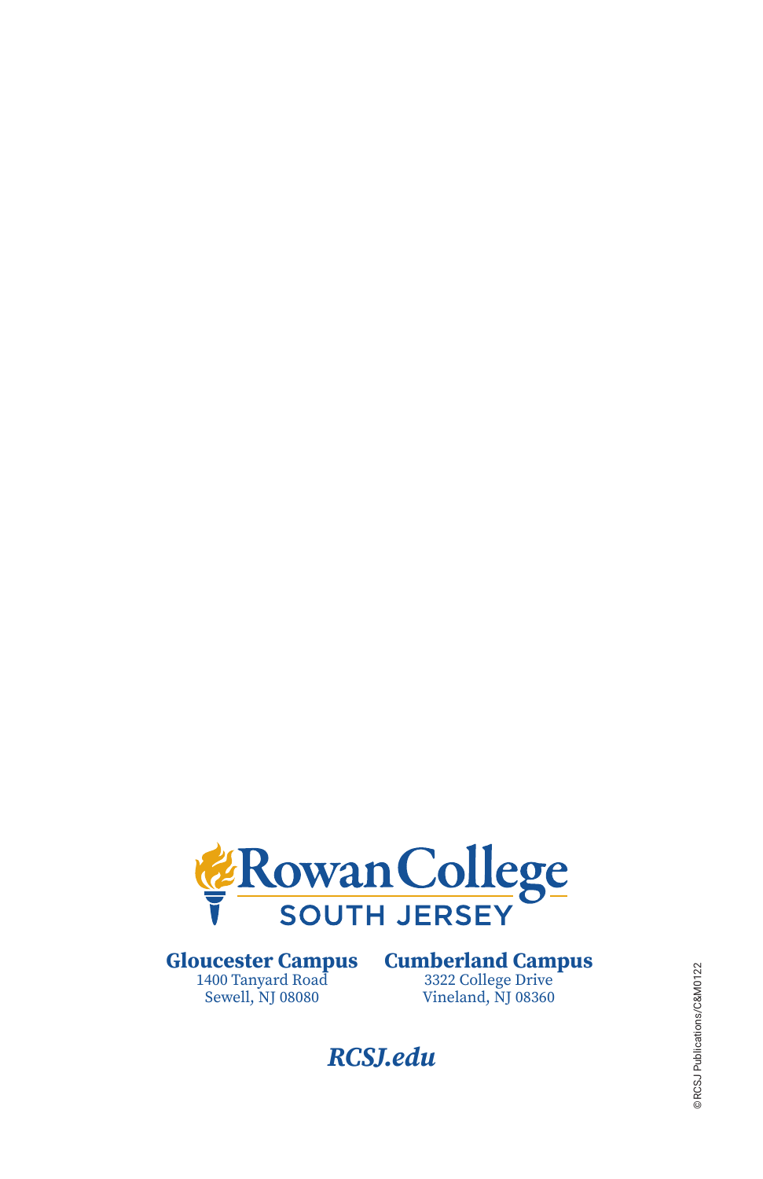Rowan College

SOUTH JERSEY

**Gloucester Campus**
1400 Tanyard Road
Sewell, NJ 08080

**Cumberland Campus**
3322 College Drive
Vineland, NJ 08360

***RCSJ.edu***

©RCSJ Publications/C&M0122